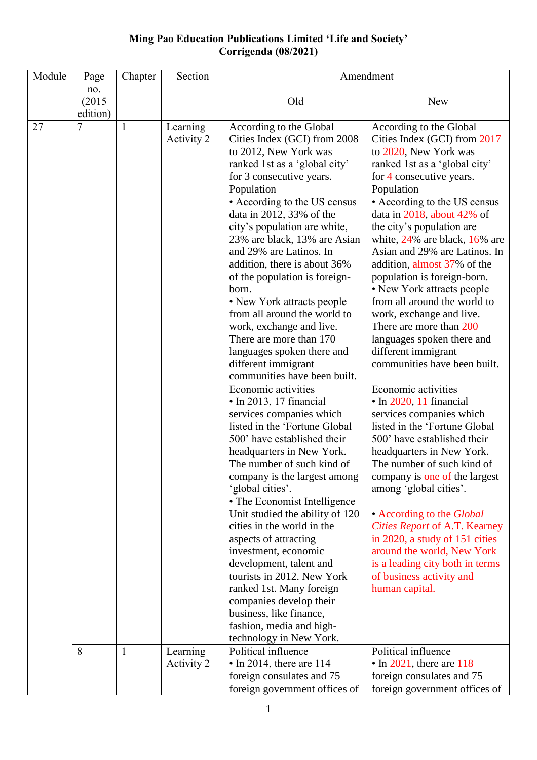**Ming Pao Education Publications Limited 'Life and Society'**
**Corrigenda (08/2021)**

| Module | Page no. (2015 edition) | Chapter | Section | Amendment | |
|---|---|---|---|---|---|
| | | | | Old | New |
| 27 | 7 | 1 | Learning Activity 2 | According to the Global Cities Index (GCI) from 2008 to 2012, New York was ranked 1st as a 'global city' for 3 consecutive years. | According to the Global Cities Index (GCI) from 2017 to 2020, New York was ranked 1st as a 'global city' for 4 consecutive years. |
| | | | | Population<br>• According to the US census data in 2012, 33% of the city's population are white, 23% are black, 13% are Asian and 29% are Latinos. In addition, there is about 36% of the population is foreign-born.<br>• New York attracts people from all around the world to work, exchange and live. There are more than 170 languages spoken there and different immigrant communities have been built. | Population<br>• According to the US census data in 2018, about 42% of the city's population are white, 24% are black, 16% are Asian and 29% are Latinos. In addition, almost 37% of the population is foreign-born.<br>• New York attracts people from all around the world to work, exchange and live. There are more than 200 languages spoken there and different immigrant communities have been built. |
| | | | | Economic activities<br>• In 2013, 17 financial services companies which listed in the 'Fortune Global 500' have established their headquarters in New York. The number of such kind of company is the largest among 'global cities'.<br>• The Economist Intelligence Unit studied the ability of 120 cities in the world in the aspects of attracting investment, economic development, talent and tourists in 2012. New York ranked 1st. Many foreign companies develop their business, like finance, fashion, media and high-technology in New York. | Economic activities<br>• In 2020, 11 financial services companies which listed in the 'Fortune Global 500' have established their headquarters in New York. The number of such kind of company is one of the largest among 'global cities'.<br><br>• According to the *Global Cities Report* of A.T. Kearney in 2020, a study of 151 cities around the world, New York is a leading city both in terms of business activity and human capital. |
| | 8 | 1 | Learning Activity 2 | Political influence<br>• In 2014, there are 114 foreign consulates and 75 foreign government offices of | Political influence<br>• In 2021, there are 118 foreign consulates and 75 foreign government offices of |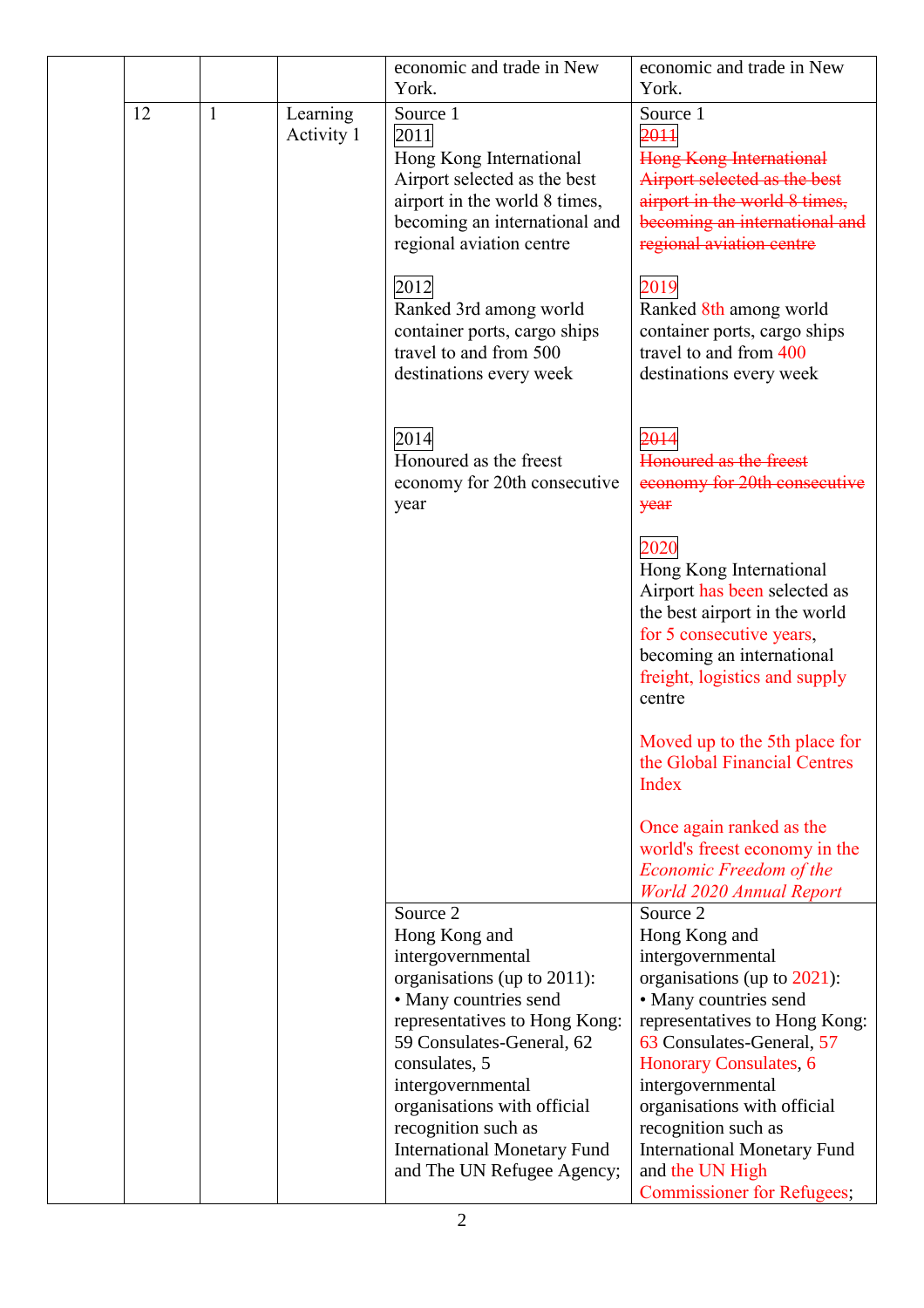| | | | | |
|---|---|---|---|---|
| | | | economic and trade in New York. | economic and trade in New York. |
| 12 | 1 | Learning Activity 1 | Source 1<br>2011<br>Hong Kong International Airport selected as the best airport in the world 8 times, becoming an international and regional aviation centre<br><br>2012<br>Ranked 3rd among world container ports, cargo ships travel to and from 500 destinations every week<br><br>2014<br>Honoured as the freest economy for 20th consecutive year | Source 1<br>~~2011~~<br>~~Hong Kong International Airport selected as the best airport in the world 8 times, becoming an international and regional aviation centre~~<br><br>2019<br>Ranked 8th among world container ports, cargo ships travel to and from 400 destinations every week<br><br>~~2014~~<br>~~Honoured as the freest economy for 20th consecutive year~~<br><br>2020<br>Hong Kong International Airport has been selected as the best airport in the world for 5 consecutive years, becoming an international freight, logistics and supply centre<br><br>Moved up to the 5th place for the Global Financial Centres Index<br><br>Once again ranked as the world's freest economy in the *Economic Freedom of the World 2020 Annual Report* |
| | | | Source 2<br>Hong Kong and intergovernmental organisations (up to 2011):<br>• Many countries send representatives to Hong Kong: 59 Consulates-General, 62 consulates, 5 intergovernmental organisations with official recognition such as International Monetary Fund and The UN Refugee Agency; | Source 2<br>Hong Kong and intergovernmental organisations (up to 2021):<br>• Many countries send representatives to Hong Kong: 63 Consulates-General, 57 Honorary Consulates, 6 intergovernmental organisations with official recognition such as International Monetary Fund and the UN High Commissioner for Refugees; |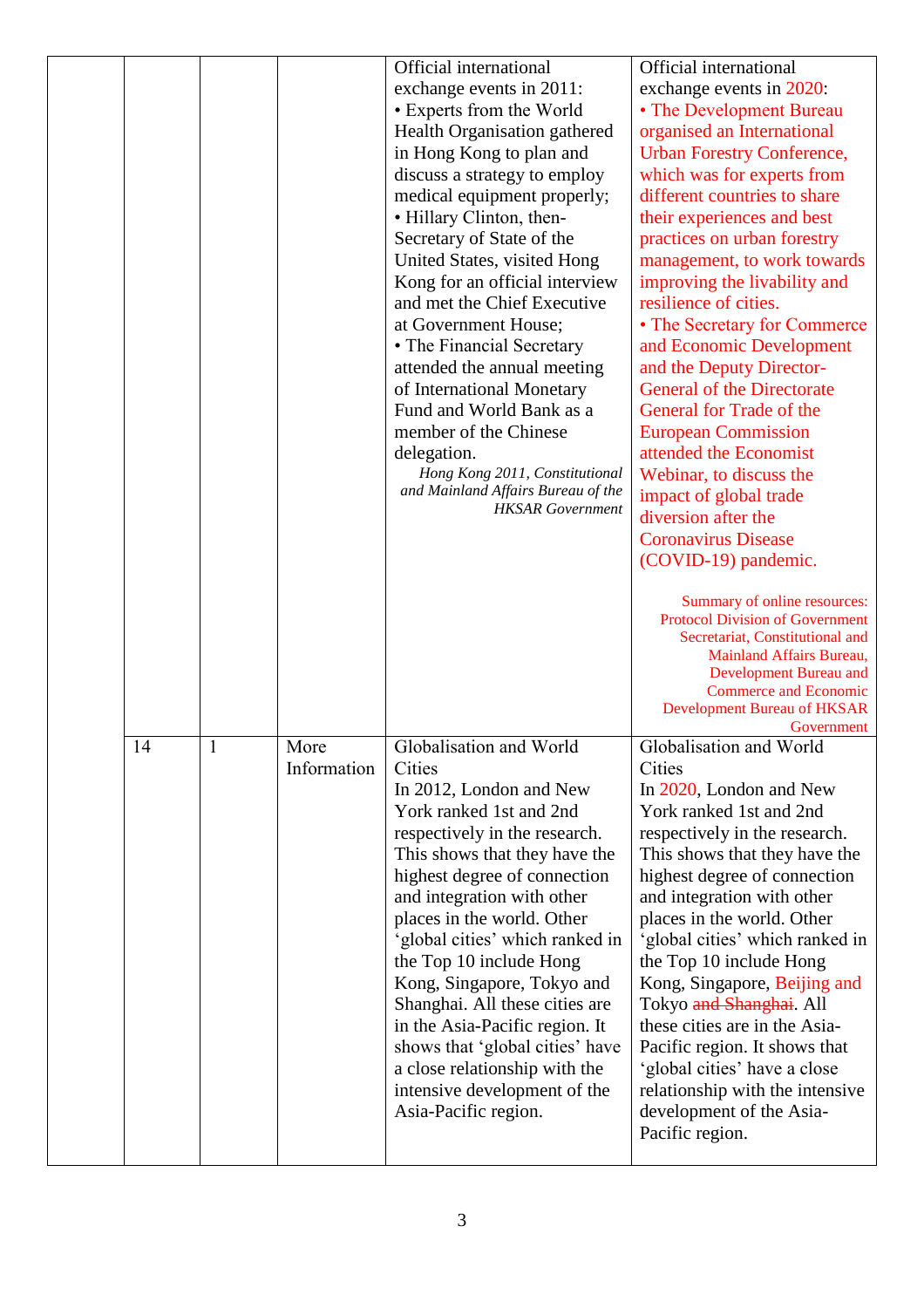|  |  |  |  | Official international exchange events in 2011:<br>• Experts from the World Health Organisation gathered in Hong Kong to plan and discuss a strategy to employ medical equipment properly;<br>• Hillary Clinton, then-Secretary of State of the United States, visited Hong Kong for an official interview and met the Chief Executive at Government House;<br>• The Financial Secretary attended the annual meeting of International Monetary Fund and World Bank as a member of the Chinese delegation.<br>*Hong Kong 2011, Constitutional and Mainland Affairs Bureau of the HKSAR Government* | Official international exchange events in 2020:<br>• The Development Bureau organised an International Urban Forestry Conference, which was for experts from different countries to share their experiences and best practices on urban forestry management, to work towards improving the livability and resilience of cities.<br>• The Secretary for Commerce and Economic Development and the Deputy Director-General of the Directorate General for Trade of the European Commission attended the Economist Webinar, to discuss the impact of global trade diversion after the Coronavirus Disease (COVID-19) pandemic.<br>Summary of online resources: Protocol Division of Government Secretariat, Constitutional and Mainland Affairs Bureau, Development Bureau and Commerce and Economic Development Bureau of HKSAR Government |
|---|---|---|---|---|---|
|  | 14 | 1 | More Information | Globalisation and World Cities<br>In 2012, London and New York ranked 1st and 2nd respectively in the research. This shows that they have the highest degree of connection and integration with other places in the world. Other 'global cities' which ranked in the Top 10 include Hong Kong, Singapore, Tokyo and Shanghai. All these cities are in the Asia-Pacific region. It shows that 'global cities' have a close relationship with the intensive development of the Asia-Pacific region. | Globalisation and World Cities<br>In 2020, London and New York ranked 1st and 2nd respectively in the research. This shows that they have the highest degree of connection and integration with other places in the world. Other 'global cities' which ranked in the Top 10 include Hong Kong, Singapore, Beijing and Tokyo ~~and Shanghai~~. All these cities are in the Asia-Pacific region. It shows that 'global cities' have a close relationship with the intensive development of the Asia-Pacific region. |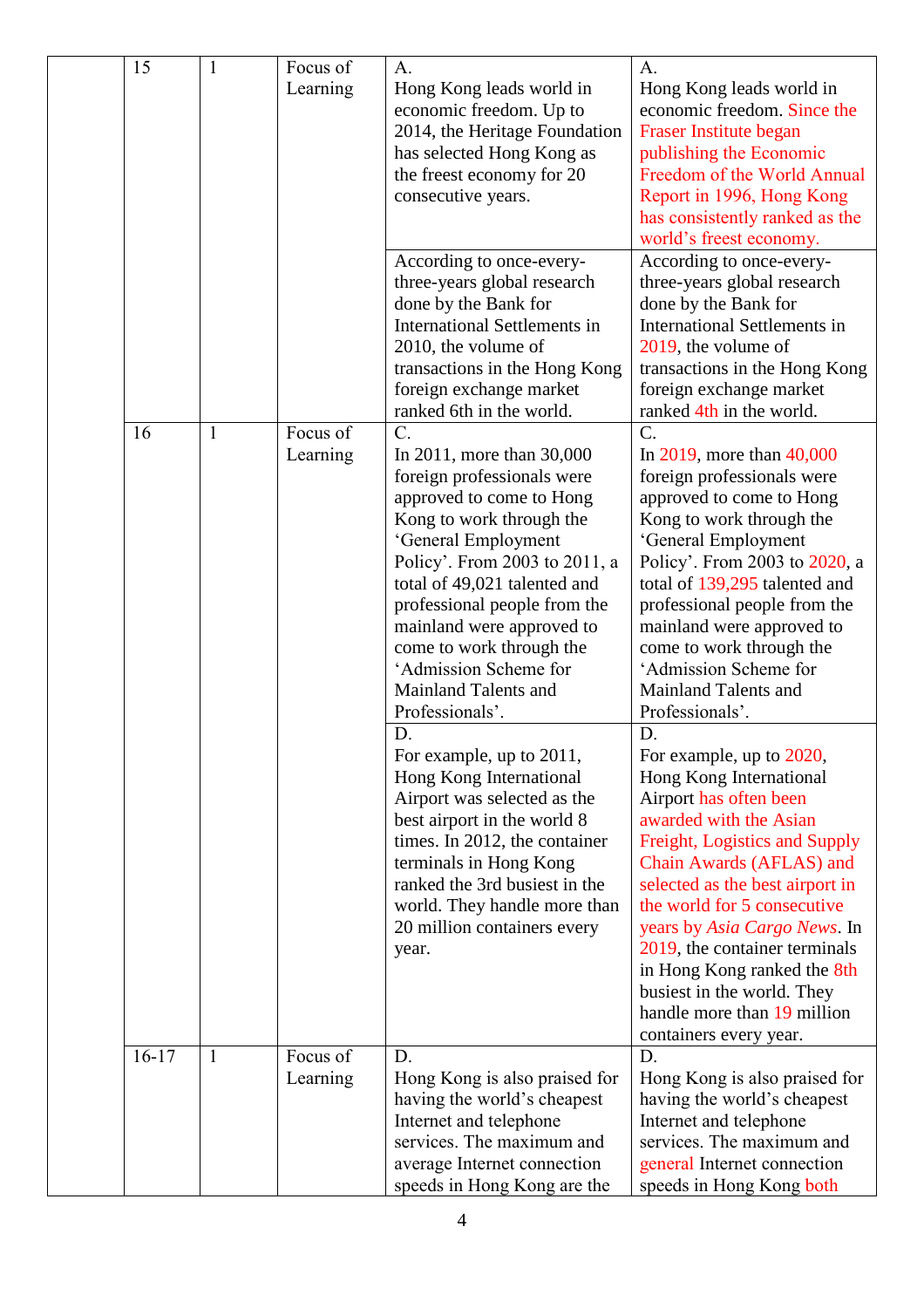|  | 15 | 1 | Focus of Learning | A.<br>Hong Kong leads world in economic freedom. Up to 2014, the Heritage Foundation has selected Hong Kong as the freest economy for 20 consecutive years. | A.<br>Hong Kong leads world in economic freedom. Since the Fraser Institute began publishing the Economic Freedom of the World Annual Report in 1996, Hong Kong has consistently ranked as the world's freest economy. |
|---|---|---|---|---|---|
|  |  |  |  | According to once-every-three-years global research done by the Bank for International Settlements in 2010, the volume of transactions in the Hong Kong foreign exchange market ranked 6th in the world. | According to once-every-three-years global research done by the Bank for International Settlements in 2019, the volume of transactions in the Hong Kong foreign exchange market ranked 4th in the world. |
|  | 16 | 1 | Focus of Learning | C.<br>In 2011, more than 30,000 foreign professionals were approved to come to Hong Kong to work through the 'General Employment Policy'. From 2003 to 2011, a total of 49,021 talented and professional people from the mainland were approved to come to work through the 'Admission Scheme for Mainland Talents and Professionals'. | C.<br>In 2019, more than 40,000 foreign professionals were approved to come to Hong Kong to work through the 'General Employment Policy'. From 2003 to 2020, a total of 139,295 talented and professional people from the mainland were approved to come to work through the 'Admission Scheme for Mainland Talents and Professionals'. |
|  |  |  |  | D.<br>For example, up to 2011, Hong Kong International Airport was selected as the best airport in the world 8 times. In 2012, the container terminals in Hong Kong ranked the 3rd busiest in the world. They handle more than 20 million containers every year. | D.<br>For example, up to 2020, Hong Kong International Airport has often been awarded with the Asian Freight, Logistics and Supply Chain Awards (AFLAS) and selected as the best airport in the world for 5 consecutive years by *Asia Cargo News*. In 2019, the container terminals in Hong Kong ranked the 8th busiest in the world. They handle more than 19 million containers every year. |
|  | 16-17 | 1 | Focus of Learning | D.<br>Hong Kong is also praised for having the world's cheapest Internet and telephone services. The maximum and average Internet connection speeds in Hong Kong are the | D.<br>Hong Kong is also praised for having the world's cheapest Internet and telephone services. The maximum and general Internet connection speeds in Hong Kong both |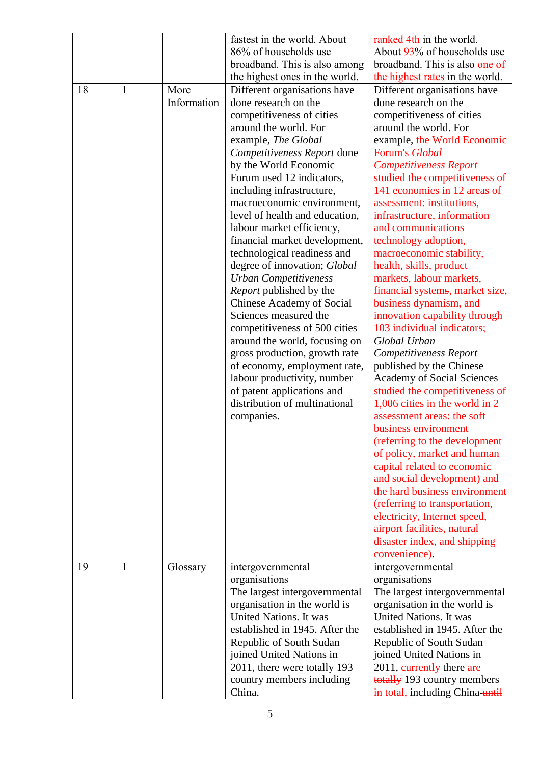| | | | | |
|---|---|---|---|---|
| | | | fastest in the world. About 86% of households use broadband. This is also among the highest ones in the world. | ranked 4th in the world. About 93% of households use broadband. This is also one of the highest rates in the world. |
| | 18 | 1 | More Information | Different organisations have done research on the competitiveness of cities around the world. For example, *The Global Competitiveness Report* done by the World Economic Forum used 12 indicators, including infrastructure, macroeconomic environment, level of health and education, labour market efficiency, financial market development, technological readiness and degree of innovation; *Global Urban Competitiveness Report* published by the Chinese Academy of Social Sciences measured the competitiveness of 500 cities around the world, focusing on gross production, growth rate of economy, employment rate, labour productivity, number of patent applications and distribution of multinational companies. | Different organisations have done research on the competitiveness of cities around the world. For example, the World Economic Forum's *Global Competitiveness Report* studied the competitiveness of 141 economies in 12 areas of assessment: institutions, infrastructure, information and communications technology adoption, macroeconomic stability, health, skills, product markets, labour markets, financial systems, market size, business dynamism, and innovation capability through 103 individual indicators; *Global Urban Competitiveness Report* published by the Chinese Academy of Social Sciences studied the competitiveness of 1,006 cities in the world in 2 assessment areas: the soft business environment (referring to the development of policy, market and human capital related to economic and social development) and the hard business environment (referring to transportation, electricity, Internet speed, airport facilities, natural disaster index, and shipping convenience). |
| | 19 | 1 | Glossary | intergovernmental organisations<br>The largest intergovernmental organisation in the world is United Nations. It was established in 1945. After the Republic of South Sudan joined United Nations in 2011, there were totally 193 country members including China. | intergovernmental organisations<br>The largest intergovernmental organisation in the world is United Nations. It was established in 1945. After the Republic of South Sudan joined United Nations in 2011, currently there are ~~totally~~ 193 country members in total, including China ~~until~~ |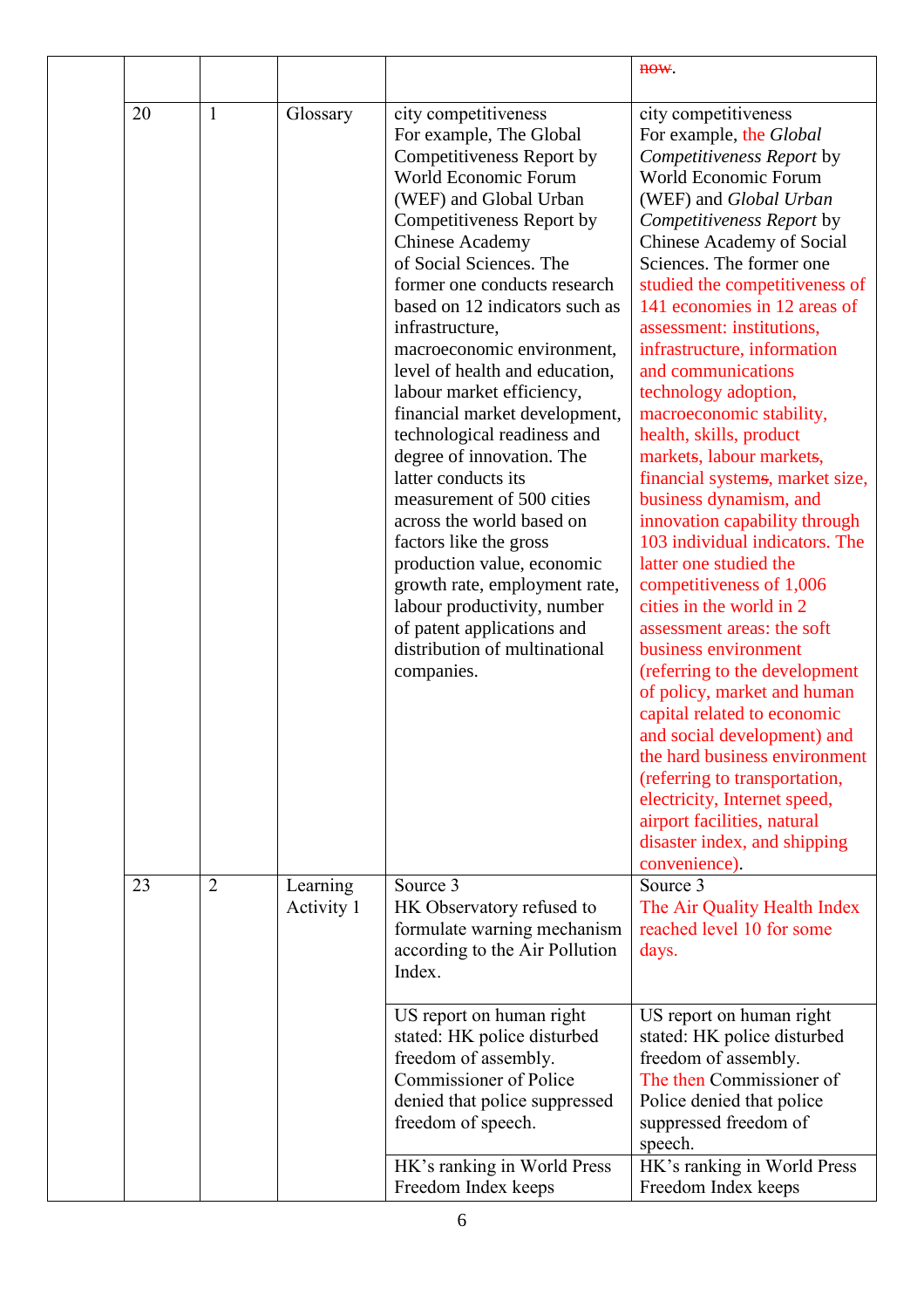| | | | | |
|---|---|---|---|---|
| | | | | ~~now~~. |
| 20 | 1 | Glossary | city competitiveness<br>For example, The Global Competitiveness Report by World Economic Forum (WEF) and Global Urban Competitiveness Report by Chinese Academy of Social Sciences. The former one conducts research based on 12 indicators such as infrastructure, macroeconomic environment, level of health and education, labour market efficiency, financial market development, technological readiness and degree of innovation. The latter conducts its measurement of 500 cities across the world based on factors like the gross production value, economic growth rate, employment rate, labour productivity, number of patent applications and distribution of multinational companies. | city competitiveness<br>For example, the *Global Competitiveness Report* by World Economic Forum (WEF) and *Global Urban Competitiveness Report* by Chinese Academy of Social Sciences. The former one studied the competitiveness of 141 economies in 12 areas of assessment: institutions, infrastructure, information and communications technology adoption, macroeconomic stability, health, skills, product markets, labour markets, financial system~~s~~, market size, business dynamism, and innovation capability through 103 individual indicators. The latter one studied the competitiveness of 1,006 cities in the world in 2 assessment areas: the soft business environment (referring to the development of policy, market and human capital related to economic and social development) and the hard business environment (referring to transportation, electricity, Internet speed, airport facilities, natural disaster index, and shipping convenience). |
| 23 | 2 | Learning Activity 1 | Source 3<br>HK Observatory refused to formulate warning mechanism according to the Air Pollution Index. | Source 3<br>The Air Quality Health Index reached level 10 for some days. |
| | | | US report on human right stated: HK police disturbed freedom of assembly.<br>Commissioner of Police denied that police suppressed freedom of speech. | US report on human right stated: HK police disturbed freedom of assembly.<br>The then Commissioner of Police denied that police suppressed freedom of speech. |
| | | | HK's ranking in World Press Freedom Index keeps | HK's ranking in World Press Freedom Index keeps |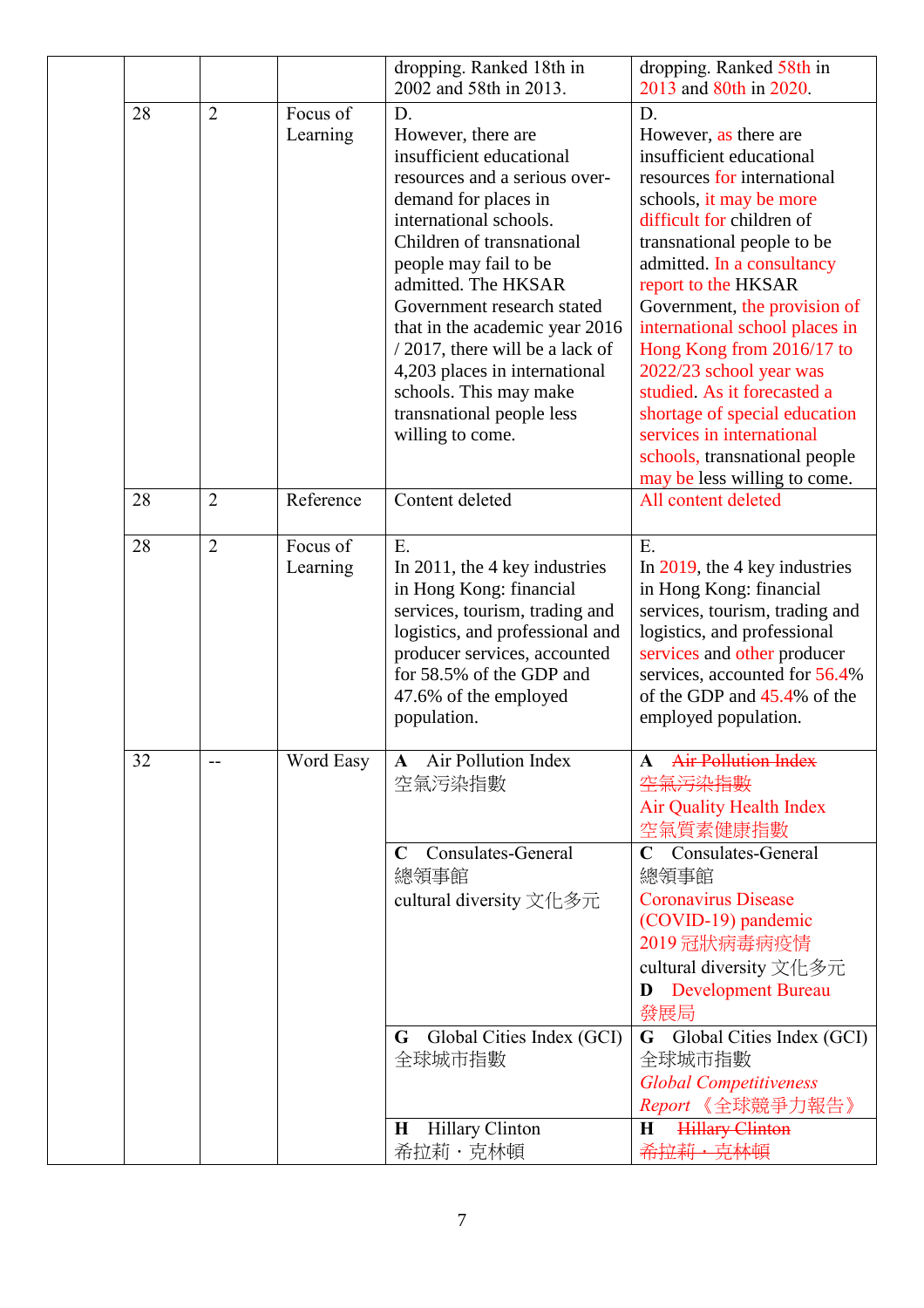| | | | | |
|---|---|---|---|---|
| | | | dropping. Ranked 18th in 2002 and 58th in 2013. | dropping. Ranked 58th in 2013 and 80th in 2020. |
| 28 | 2 | Focus of Learning | D.<br>However, there are insufficient educational resources and a serious over-demand for places in international schools. Children of transnational people may fail to be admitted. The HKSAR Government research stated that in the academic year 2016 / 2017, there will be a lack of 4,203 places in international schools. This may make transnational people less willing to come. | D.<br>However, as there are insufficient educational resources for international schools, it may be more difficult for children of transnational people to be admitted. In a consultancy report to the HKSAR Government, the provision of international school places in Hong Kong from 2016/17 to 2022/23 school year was studied. As it forecasted a shortage of special education services in international schools, transnational people may be less willing to come. |
| 28 | 2 | Reference | Content deleted | All content deleted |
| 28 | 2 | Focus of Learning | E.<br>In 2011, the 4 key industries in Hong Kong: financial services, tourism, trading and logistics, and professional and producer services, accounted for 58.5% of the GDP and 47.6% of the employed population. | E.<br>In 2019, the 4 key industries in Hong Kong: financial services, tourism, trading and logistics, and professional services and other producer services, accounted for 56.4% of the GDP and 45.4% of the employed population. |
| 32 | -- | Word Easy | **A** Air Pollution Index<br>空氣污染指數 | **A** ~~Air Pollution Index~~<br>~~空氣污染指數~~<br>Air Quality Health Index<br>空氣質素健康指數 |
| | | | **C** Consulates-General<br>總領事館<br>cultural diversity 文化多元 | **C** Consulates-General<br>總領事館<br>Coronavirus Disease (COVID-19) pandemic<br>2019 冠狀病毒病疫情<br>cultural diversity 文化多元<br>**D** Development Bureau<br>發展局 |
| | | | **G** Global Cities Index (GCI)<br>全球城市指數 | **G** Global Cities Index (GCI)<br>全球城市指數<br>*Global Competitiveness Report* 《全球競爭力報告》 |
| | | | **H** Hillary Clinton<br>希拉莉・克林頓 | **H** ~~Hillary Clinton~~<br>~~希拉莉・克林頓~~ |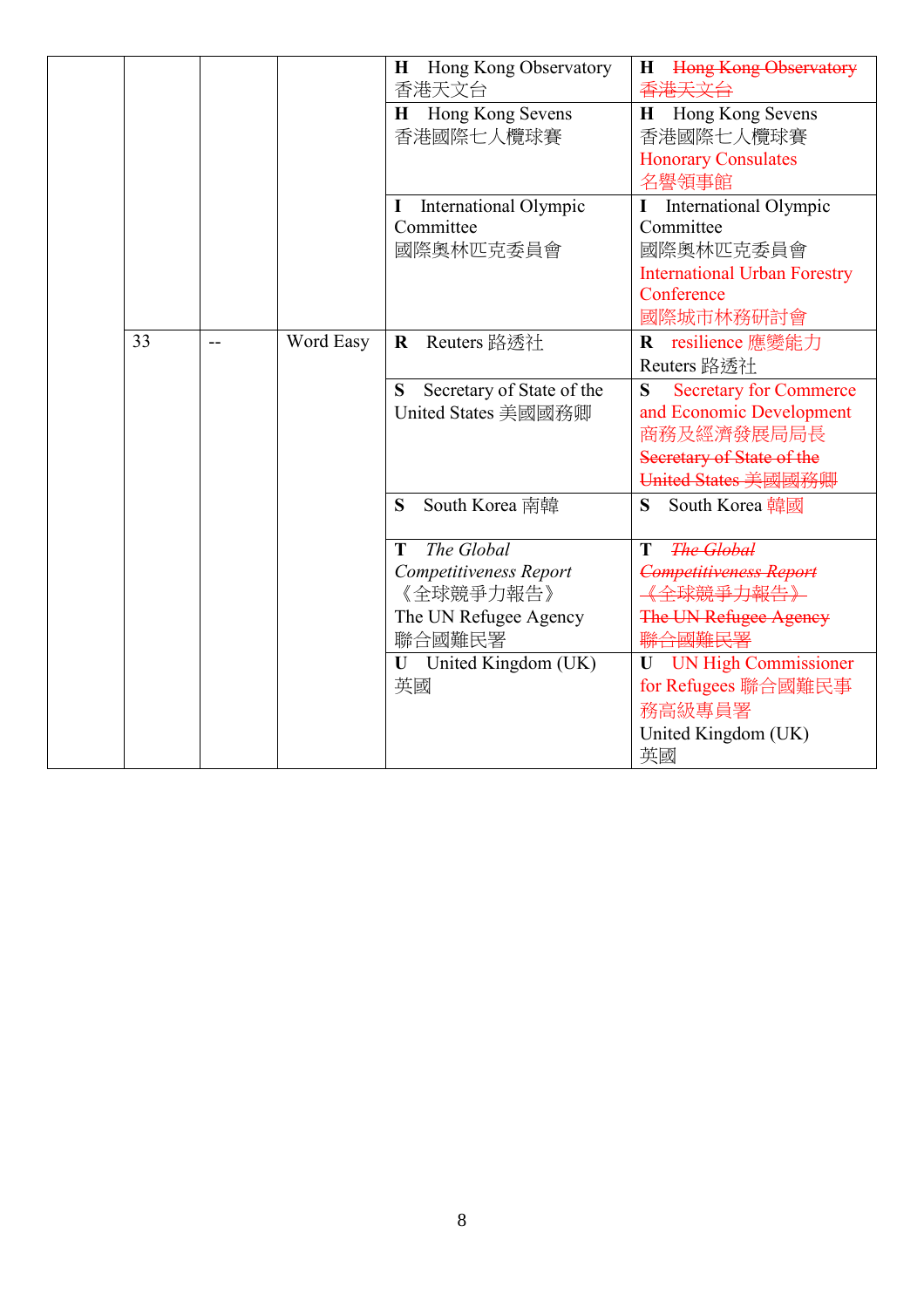|  |  |  |  |  |  |
|---|---|---|---|---|---|
|  |  |  |  | **H** Hong Kong Observatory 香港天文台 | **H** ~~Hong Kong Observatory 香港天文台~~ |
|  |  |  |  | **H** Hong Kong Sevens 香港國際七人欖球賽 | **H** Hong Kong Sevens 香港國際七人欖球賽 Honorary Consulates 名譽領事館 |
|  |  |  |  | **I** International Olympic Committee 國際奧林匹克委員會 | **I** International Olympic Committee 國際奧林匹克委員會 International Urban Forestry Conference 國際城市林務研討會 |
|  | 33 | -- | Word Easy | **R** Reuters 路透社 | **R** resilience 應變能力 Reuters 路透社 |
|  |  |  |  | **S** Secretary of State of the United States 美國國務卿 | **S** Secretary for Commerce and Economic Development 商務及經濟發展局局長 ~~Secretary of State of the United States 美國國務卿~~ |
|  |  |  |  | **S** South Korea 南韓 | **S** South Korea 韓國 |
|  |  |  |  | **T** *The Global Competitiveness Report* 《全球競爭力報告》 The UN Refugee Agency 聯合國難民署 | **T** ~~*The Global Competitiveness Report* 《全球競爭力報告》 The UN Refugee Agency 聯合國難民署~~ |
|  |  |  |  | **U** United Kingdom (UK) 英國 | **U** UN High Commissioner for Refugees 聯合國難民事務高級專員署 United Kingdom (UK) 英國 |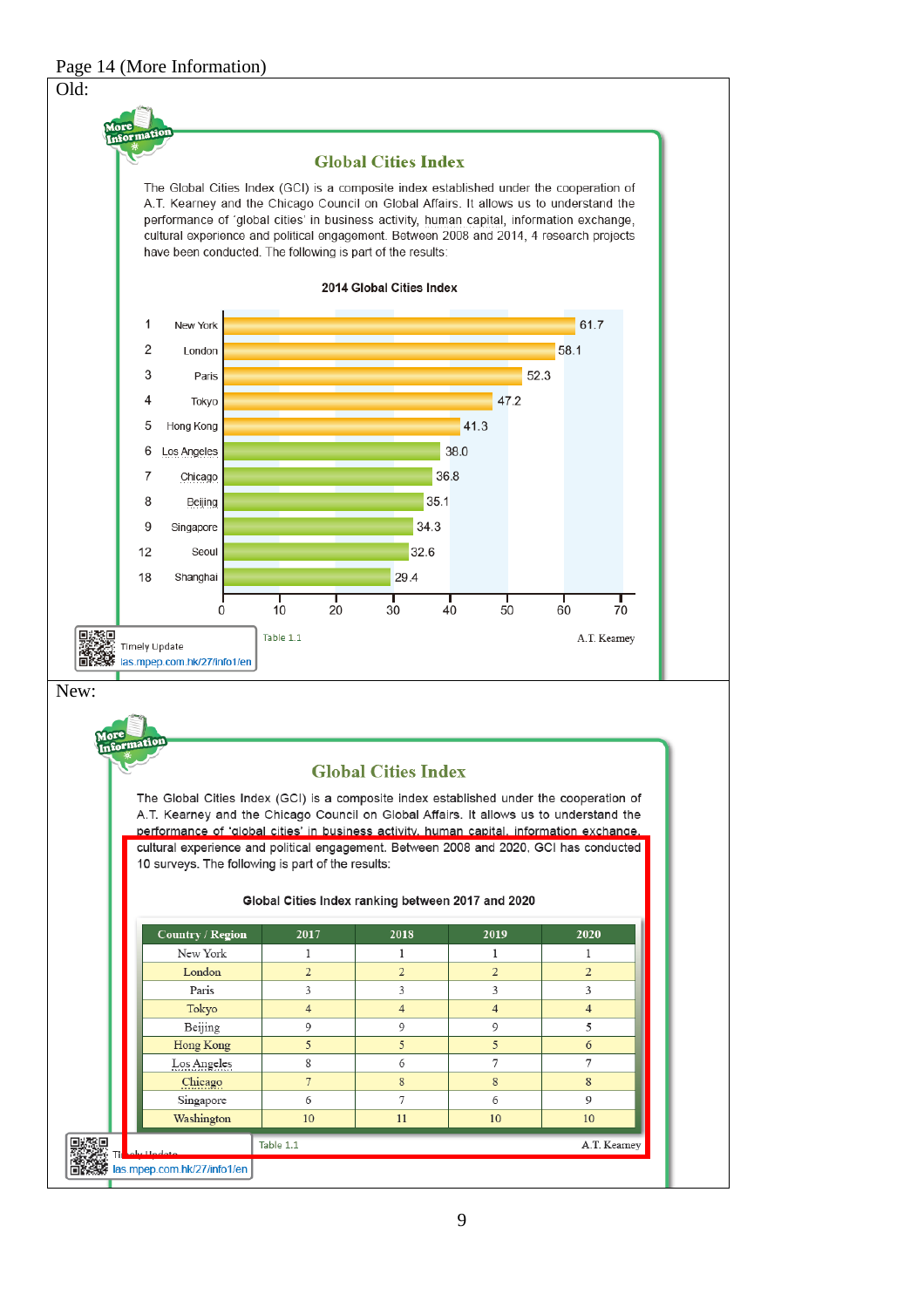Page 14 (More Information)

Old:

More Information

## Global Cities Index

The Global Cities Index (GCI) is a composite index established under the cooperation of A.T. Kearney and the Chicago Council on Global Affairs. It allows us to understand the performance of 'global cities' in business activity, human capital, information exchange, cultural experience and political engagement. Between 2008 and 2014, 4 research projects have been conducted. The following is part of the results:

2014 Global Cities Index

1 New York 61.7
2 London 58.1
3 Paris 52.3
4 Tokyo 47.2
5 Hong Kong 41.3
6 Los Angeles 38.0
7 Chicago 36.8
8 Beijing 35.1
9 Singapore 34.3
12 Seoul 32.6
18 Shanghai 29.4

0 10 20 30 40 50 60 70

Timely Update
las.mpep.com.hk/27/info1/en

Table 1.1

A.T. Kearney

New:

More Information

## Global Cities Index

The Global Cities Index (GCI) is a composite index established under the cooperation of A.T. Kearney and the Chicago Council on Global Affairs. It allows us to understand the performance of 'global cities' in business activity, human capital, information exchange, cultural experience and political engagement. Between 2008 and 2020, GCI has conducted 10 surveys. The following is part of the results:

Global Cities Index ranking between 2017 and 2020

| Country / Region | 2017 | 2018 | 2019 | 2020 |
|---|---|---|---|---|
| New York | 1 | 1 | 1 | 1 |
| London | 2 | 2 | 2 | 2 |
| Paris | 3 | 3 | 3 | 3 |
| Tokyo | 4 | 4 | 4 | 4 |
| Beijing | 9 | 9 | 9 | 5 |
| Hong Kong | 5 | 5 | 5 | 6 |
| Los Angeles | 8 | 6 | 7 | 7 |
| Chicago | 7 | 8 | 8 | 8 |
| Singapore | 6 | 7 | 6 | 9 |
| Washington | 10 | 11 | 10 | 10 |

Table 1.1

A.T. Kearney

Timely Update
las.mpep.com.hk/27/info1/en